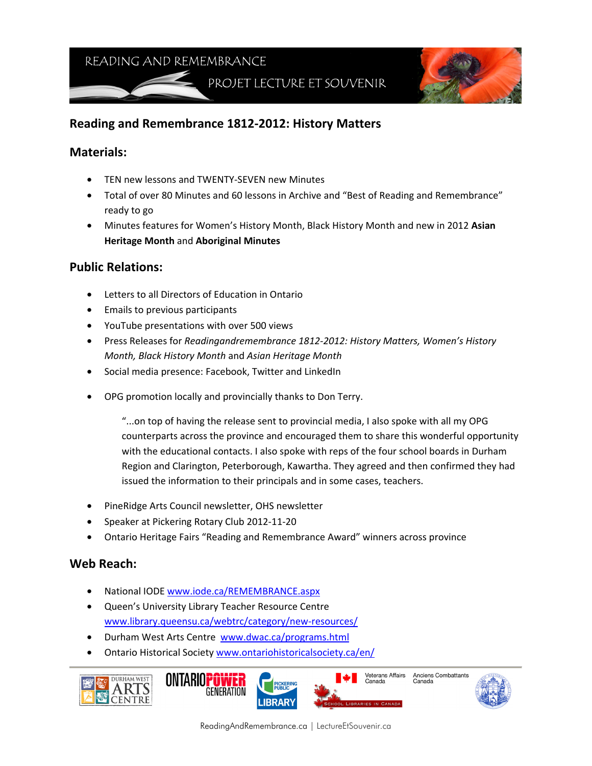READING AND REMEMBRANCE

PROJET LECTURE ET SOUVENIR

## Reading and Remembrance 1812-2012: History Matters

## Materials:

- TEN new lessons and TWENTY-SEVEN new Minutes
- Total of over 80 Minutes and 60 lessons in Archive and "Best of Reading and Remembrance" ready to go
- Minutes features for Women's History Month, Black History Month and new in 2012 **Asian Heritage Month** and **Aboriginal Minutes**

## Public Relations:

- Letters to all Directors of Education in Ontario
- Emails to previous participants
- YouTube presentations with over 500 views
- Press Releases for *Readingandremembrance 1812-2012: History Matters, Women's History Month, Black History Month* and *Asian Heritage Month*
- Social media presence: Facebook, Twitter and LinkedIn
- OPG promotion locally and provincially thanks to Don Terry.

  "...on top of having the release sent to provincial media, I also spoke with all my OPG counterparts across the province and encouraged them to share this wonderful opportunity with the educational contacts. I also spoke with reps of the four school boards in Durham Region and Clarington, Peterborough, Kawartha. They agreed and then confirmed they had issued the information to their principals and in some cases, teachers.

- PineRidge Arts Council newsletter, OHS newsletter
- Speaker at Pickering Rotary Club 2012-11-20
- Ontario Heritage Fairs "Reading and Remembrance Award" winners across province

## Web Reach:

- National IODE www.iode.ca/REMEMBRANCE.aspx
- Queen's University Library Teacher Resource Centre www.library.queensu.ca/webtrc/category/new-resources/
- Durham West Arts Centre www.dwac.ca/programs.html
- Ontario Historical Society www.ontariohistoricalsociety.ca/en/

Durham West Arts Centre | Ontario Power Generation | Pickering Public Library | Veterans Affairs Canada / Anciens Combattants Canada | School Libraries in Canada

ReadingAndRemembrance.ca | LectureEtSouvenir.ca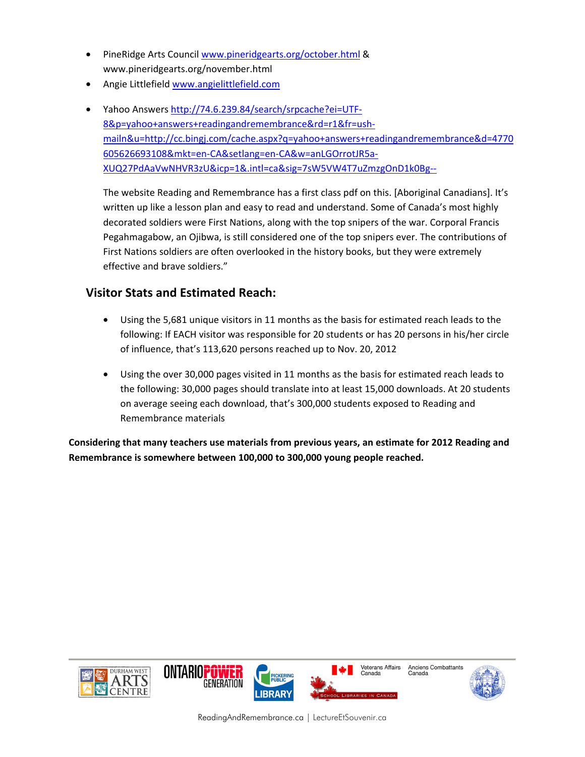- PineRidge Arts Council www.pineridgearts.org/october.html & www.pineridgearts.org/november.html
- Angie Littlefield www.angielittlefield.com
- Yahoo Answers http://74.6.239.84/search/srpcache?ei=UTF-8&p=yahoo+answers+readingandremembrance&rd=r1&fr=ush-mailn&u=http://cc.bingj.com/cache.aspx?q=yahoo+answers+readingandremembrance&d=4770605626693108&mkt=en-CA&setlang=en-CA&w=anLGOrrotJR5a-XUQ27PdAaVwNHVR3zU&icp=1&.intl=ca&sig=7sW5VW4T7uZmzgOnD1k0Bg--

  The website Reading and Remembrance has a first class pdf on this. [Aboriginal Canadians]. It's written up like a lesson plan and easy to read and understand. Some of Canada's most highly decorated soldiers were First Nations, along with the top snipers of the war. Corporal Francis Pegahmagabow, an Ojibwa, is still considered one of the top snipers ever. The contributions of First Nations soldiers are often overlooked in the history books, but they were extremely effective and brave soldiers."

## Visitor Stats and Estimated Reach:

- Using the 5,681 unique visitors in 11 months as the basis for estimated reach leads to the following: If EACH visitor was responsible for 20 students or has 20 persons in his/her circle of influence, that's 113,620 persons reached up to Nov. 20, 2012
- Using the over 30,000 pages visited in 11 months as the basis for estimated reach leads to the following: 30,000 pages should translate into at least 15,000 downloads. At 20 students on average seeing each download, that's 300,000 students exposed to Reading and Remembrance materials

**Considering that many teachers use materials from previous years, an estimate for 2012 Reading and Remembrance is somewhere between 100,000 to 300,000 young people reached.**